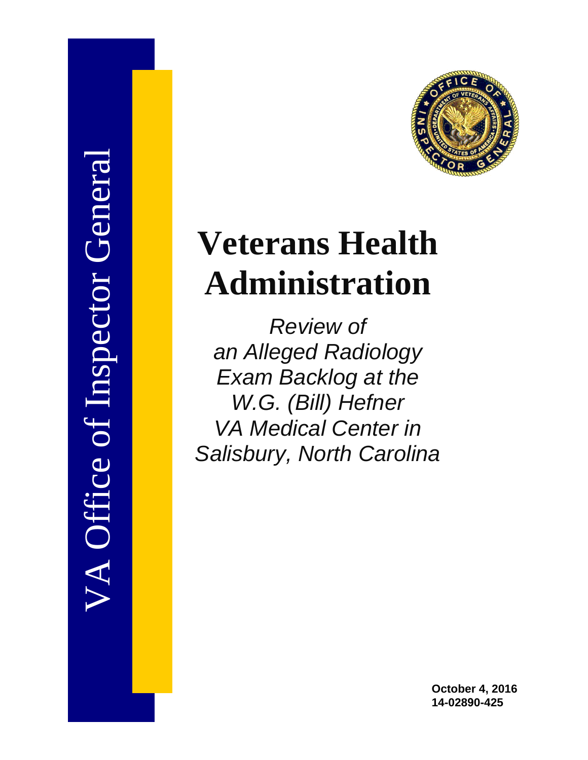VA Office of Inspector General

# Veterans Health Administration

*Review of an Alleged Radiology Exam Backlog at the W.G. (Bill) Hefner VA Medical Center in Salisbury, North Carolina*

**October 4, 2016**
**14-02890-425**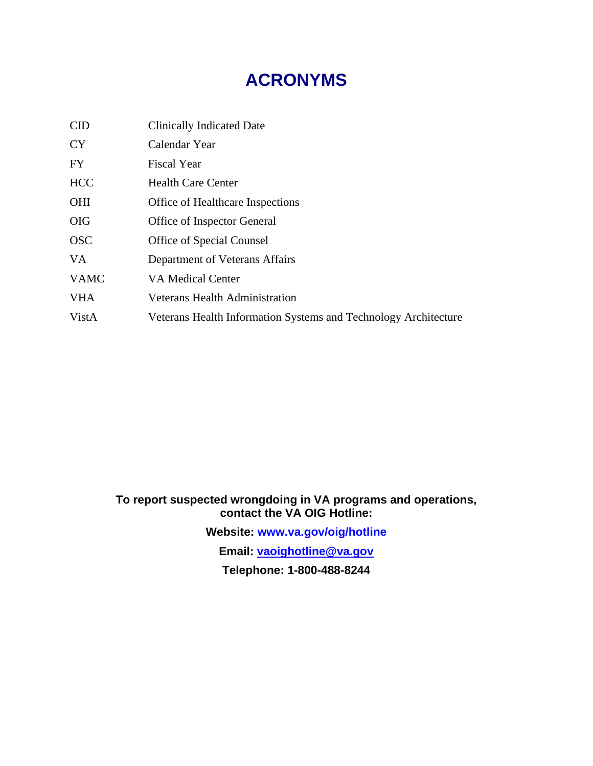# ACRONYMS

| | |
|---|---|
| CID | Clinically Indicated Date |
| CY | Calendar Year |
| FY | Fiscal Year |
| HCC | Health Care Center |
| OHI | Office of Healthcare Inspections |
| OIG | Office of Inspector General |
| OSC | Office of Special Counsel |
| VA | Department of Veterans Affairs |
| VAMC | VA Medical Center |
| VHA | Veterans Health Administration |
| VistA | Veterans Health Information Systems and Technology Architecture |

**To report suspected wrongdoing in VA programs and operations, contact the VA OIG Hotline:**

**Website: www.va.gov/oig/hotline**

**Email: vaoighotline@va.gov**

**Telephone: 1-800-488-8244**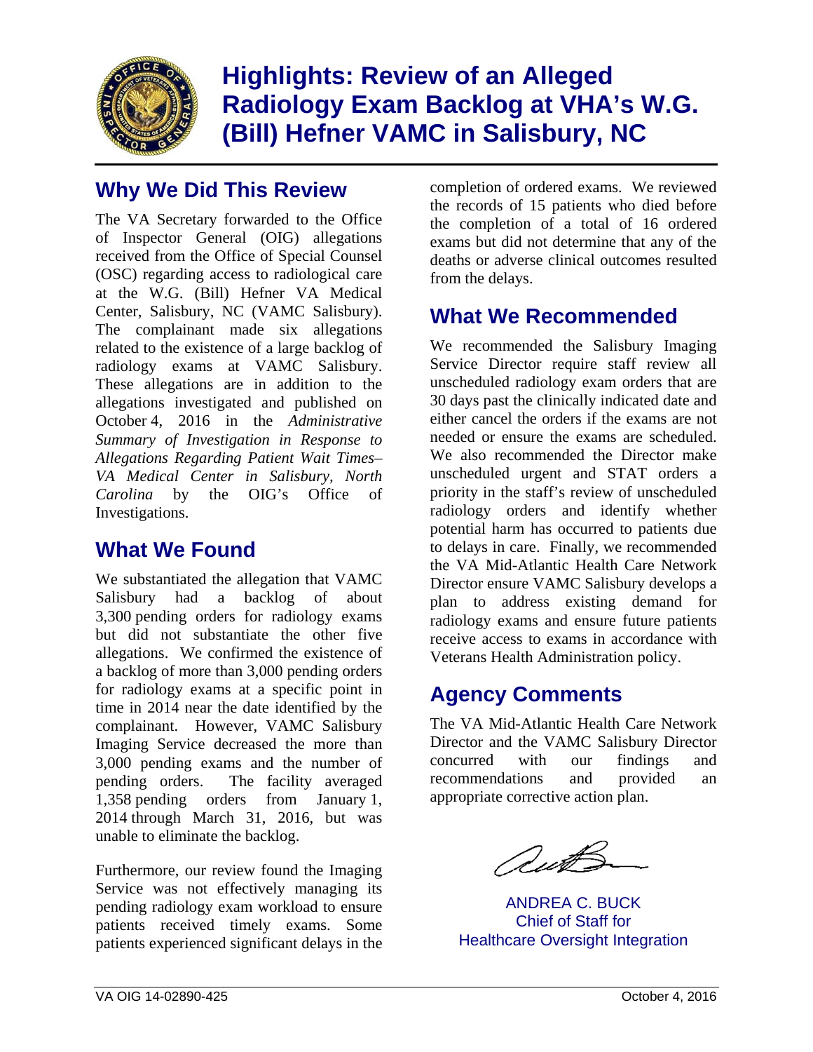# Highlights: Review of an Alleged Radiology Exam Backlog at VHA's W.G. (Bill) Hefner VAMC in Salisbury, NC

## Why We Did This Review

The VA Secretary forwarded to the Office of Inspector General (OIG) allegations received from the Office of Special Counsel (OSC) regarding access to radiological care at the W.G. (Bill) Hefner VA Medical Center, Salisbury, NC (VAMC Salisbury). The complainant made six allegations related to the existence of a large backlog of radiology exams at VAMC Salisbury. These allegations are in addition to the allegations investigated and published on October 4, 2016 in the *Administrative Summary of Investigation in Response to Allegations Regarding Patient Wait Times–VA Medical Center in Salisbury, North Carolina* by the OIG's Office of Investigations.

## What We Found

We substantiated the allegation that VAMC Salisbury had a backlog of about 3,300 pending orders for radiology exams but did not substantiate the other five allegations. We confirmed the existence of a backlog of more than 3,000 pending orders for radiology exams at a specific point in time in 2014 near the date identified by the complainant. However, VAMC Salisbury Imaging Service decreased the more than 3,000 pending exams and the number of pending orders. The facility averaged 1,358 pending orders from January 1, 2014 through March 31, 2016, but was unable to eliminate the backlog.

Furthermore, our review found the Imaging Service was not effectively managing its pending radiology exam workload to ensure patients received timely exams. Some patients experienced significant delays in the completion of ordered exams. We reviewed the records of 15 patients who died before the completion of a total of 16 ordered exams but did not determine that any of the deaths or adverse clinical outcomes resulted from the delays.

## What We Recommended

We recommended the Salisbury Imaging Service Director require staff review all unscheduled radiology exam orders that are 30 days past the clinically indicated date and either cancel the orders if the exams are not needed or ensure the exams are scheduled. We also recommended the Director make unscheduled urgent and STAT orders a priority in the staff's review of unscheduled radiology orders and identify whether potential harm has occurred to patients due to delays in care. Finally, we recommended the VA Mid-Atlantic Health Care Network Director ensure VAMC Salisbury develops a plan to address existing demand for radiology exams and ensure future patients receive access to exams in accordance with Veterans Health Administration policy.

## Agency Comments

The VA Mid-Atlantic Health Care Network Director and the VAMC Salisbury Director concurred with our findings and recommendations and provided an appropriate corrective action plan.

ANDREA C. BUCK
Chief of Staff for
Healthcare Oversight Integration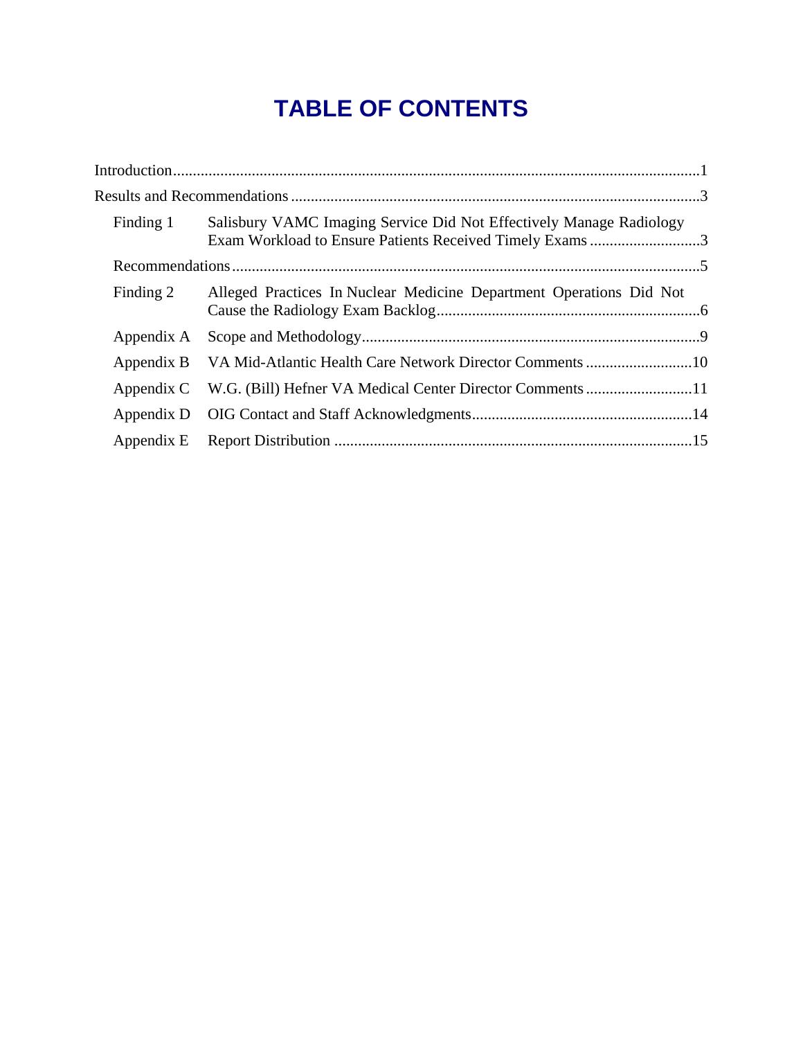# TABLE OF CONTENTS

Introduction......................................................................................................................1

Results and Recommendations ........................................................................................3

Finding 1 Salisbury VAMC Imaging Service Did Not Effectively Manage Radiology Exam Workload to Ensure Patients Received Timely Exams ............................3

Recommendations.......................................................................................................5

Finding 2 Alleged Practices In Nuclear Medicine Department Operations Did Not Cause the Radiology Exam Backlog...................................................................6

Appendix A Scope and Methodology......................................................................................9

Appendix B VA Mid-Atlantic Health Care Network Director Comments ...........................10

Appendix C W.G. (Bill) Hefner VA Medical Center Director Comments ...........................11

Appendix D OIG Contact and Staff Acknowledgments........................................................14

Appendix E Report Distribution ...........................................................................................15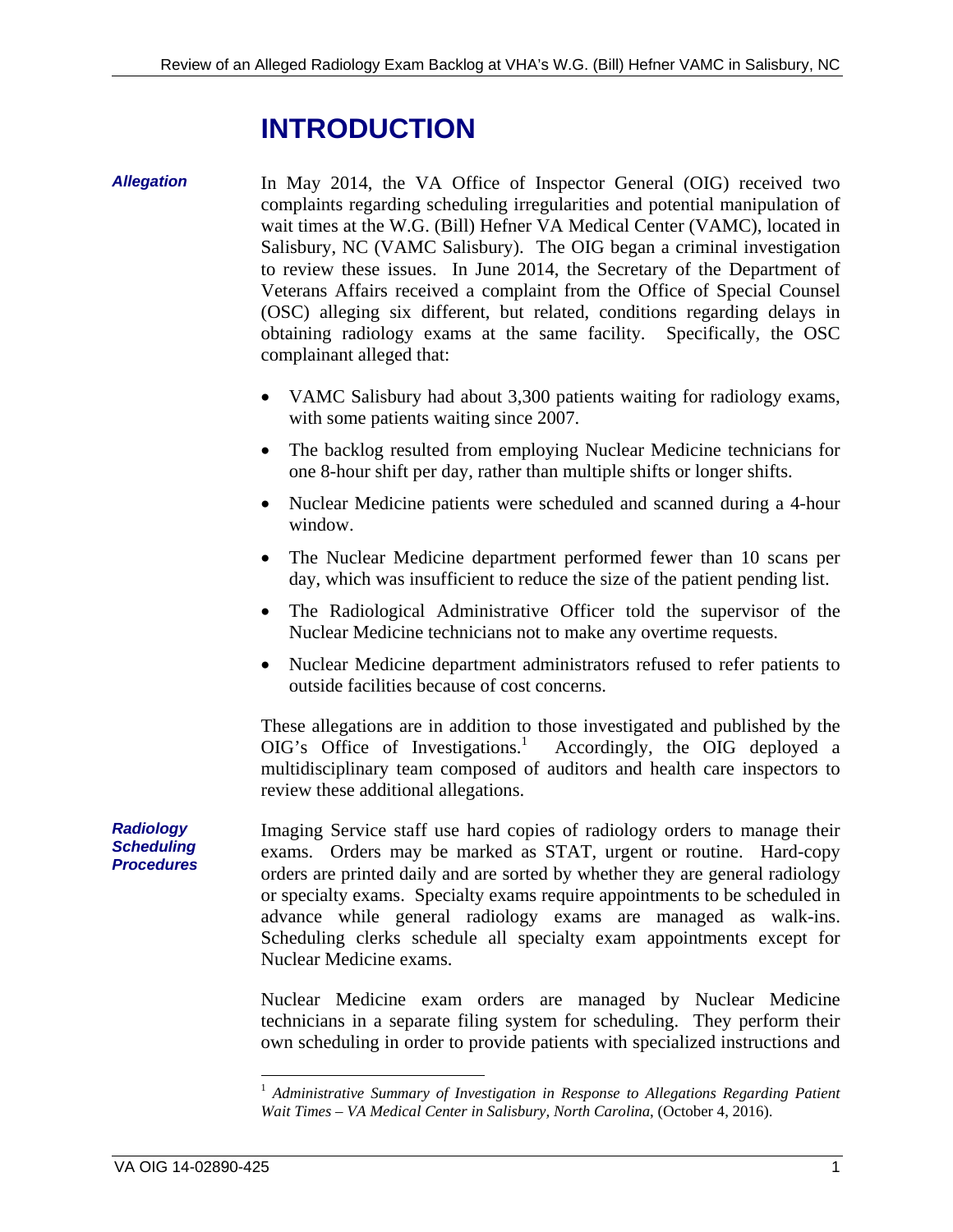# INTRODUCTION

***Allegation***

In May 2014, the VA Office of Inspector General (OIG) received two complaints regarding scheduling irregularities and potential manipulation of wait times at the W.G. (Bill) Hefner VA Medical Center (VAMC), located in Salisbury, NC (VAMC Salisbury). The OIG began a criminal investigation to review these issues. In June 2014, the Secretary of the Department of Veterans Affairs received a complaint from the Office of Special Counsel (OSC) alleging six different, but related, conditions regarding delays in obtaining radiology exams at the same facility. Specifically, the OSC complainant alleged that:

- VAMC Salisbury had about 3,300 patients waiting for radiology exams, with some patients waiting since 2007.
- The backlog resulted from employing Nuclear Medicine technicians for one 8-hour shift per day, rather than multiple shifts or longer shifts.
- Nuclear Medicine patients were scheduled and scanned during a 4-hour window.
- The Nuclear Medicine department performed fewer than 10 scans per day, which was insufficient to reduce the size of the patient pending list.
- The Radiological Administrative Officer told the supervisor of the Nuclear Medicine technicians not to make any overtime requests.
- Nuclear Medicine department administrators refused to refer patients to outside facilities because of cost concerns.

These allegations are in addition to those investigated and published by the OIG's Office of Investigations.[1] Accordingly, the OIG deployed a multidisciplinary team composed of auditors and health care inspectors to review these additional allegations.

***Radiology Scheduling Procedures***

Imaging Service staff use hard copies of radiology orders to manage their exams. Orders may be marked as STAT, urgent or routine. Hard-copy orders are printed daily and are sorted by whether they are general radiology or specialty exams. Specialty exams require appointments to be scheduled in advance while general radiology exams are managed as walk-ins. Scheduling clerks schedule all specialty exam appointments except for Nuclear Medicine exams.

Nuclear Medicine exam orders are managed by Nuclear Medicine technicians in a separate filing system for scheduling. They perform their own scheduling in order to provide patients with specialized instructions and

[1] *Administrative Summary of Investigation in Response to Allegations Regarding Patient Wait Times – VA Medical Center in Salisbury, North Carolina*, (October 4, 2016).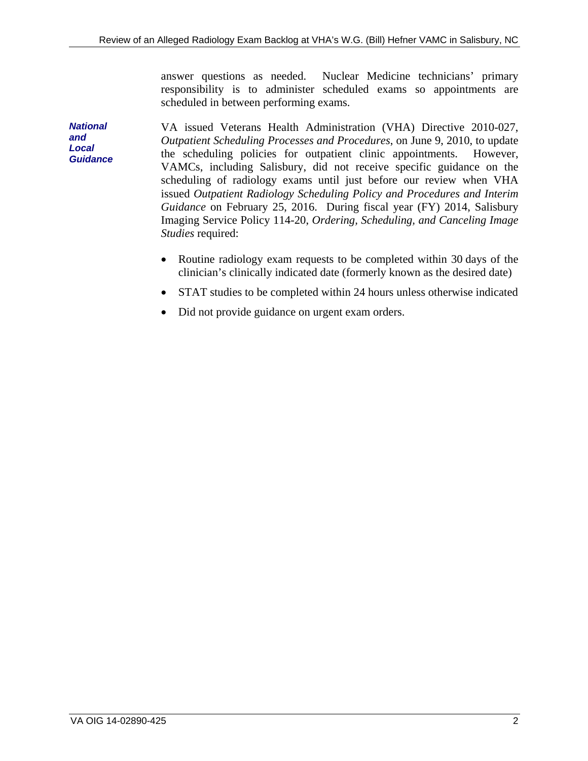answer questions as needed. Nuclear Medicine technicians' primary responsibility is to administer scheduled exams so appointments are scheduled in between performing exams.

### National and Local Guidance

VA issued Veterans Health Administration (VHA) Directive 2010-027, *Outpatient Scheduling Processes and Procedures*, on June 9, 2010, to update the scheduling policies for outpatient clinic appointments. However, VAMCs, including Salisbury, did not receive specific guidance on the scheduling of radiology exams until just before our review when VHA issued *Outpatient Radiology Scheduling Policy and Procedures and Interim Guidance* on February 25, 2016. During fiscal year (FY) 2014, Salisbury Imaging Service Policy 114-20, *Ordering, Scheduling, and Canceling Image Studies* required:

- Routine radiology exam requests to be completed within 30 days of the clinician's clinically indicated date (formerly known as the desired date)
- STAT studies to be completed within 24 hours unless otherwise indicated
- Did not provide guidance on urgent exam orders.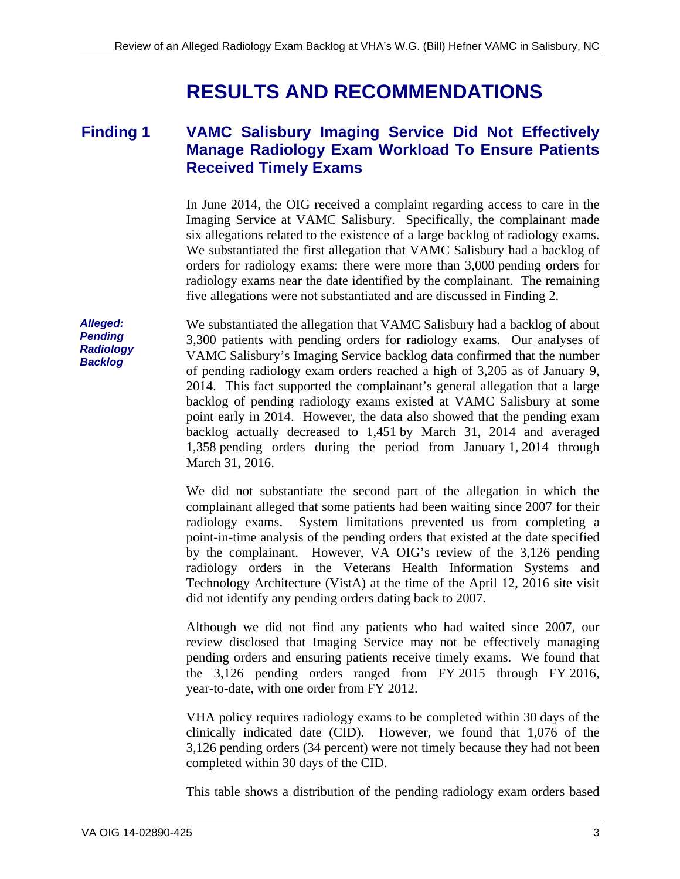# RESULTS AND RECOMMENDATIONS

## Finding 1 VAMC Salisbury Imaging Service Did Not Effectively Manage Radiology Exam Workload To Ensure Patients Received Timely Exams

In June 2014, the OIG received a complaint regarding access to care in the Imaging Service at VAMC Salisbury. Specifically, the complainant made six allegations related to the existence of a large backlog of radiology exams. We substantiated the first allegation that VAMC Salisbury had a backlog of orders for radiology exams: there were more than 3,000 pending orders for radiology exams near the date identified by the complainant. The remaining five allegations were not substantiated and are discussed in Finding 2.

***Alleged: Pending Radiology Backlog***

We substantiated the allegation that VAMC Salisbury had a backlog of about 3,300 patients with pending orders for radiology exams. Our analyses of VAMC Salisbury's Imaging Service backlog data confirmed that the number of pending radiology exam orders reached a high of 3,205 as of January 9, 2014. This fact supported the complainant's general allegation that a large backlog of pending radiology exams existed at VAMC Salisbury at some point early in 2014. However, the data also showed that the pending exam backlog actually decreased to 1,451 by March 31, 2014 and averaged 1,358 pending orders during the period from January 1, 2014 through March 31, 2016.

We did not substantiate the second part of the allegation in which the complainant alleged that some patients had been waiting since 2007 for their radiology exams. System limitations prevented us from completing a point-in-time analysis of the pending orders that existed at the date specified by the complainant. However, VA OIG's review of the 3,126 pending radiology orders in the Veterans Health Information Systems and Technology Architecture (VistA) at the time of the April 12, 2016 site visit did not identify any pending orders dating back to 2007.

Although we did not find any patients who had waited since 2007, our review disclosed that Imaging Service may not be effectively managing pending orders and ensuring patients receive timely exams. We found that the 3,126 pending orders ranged from FY 2015 through FY 2016, year-to-date, with one order from FY 2012.

VHA policy requires radiology exams to be completed within 30 days of the clinically indicated date (CID). However, we found that 1,076 of the 3,126 pending orders (34 percent) were not timely because they had not been completed within 30 days of the CID.

This table shows a distribution of the pending radiology exam orders based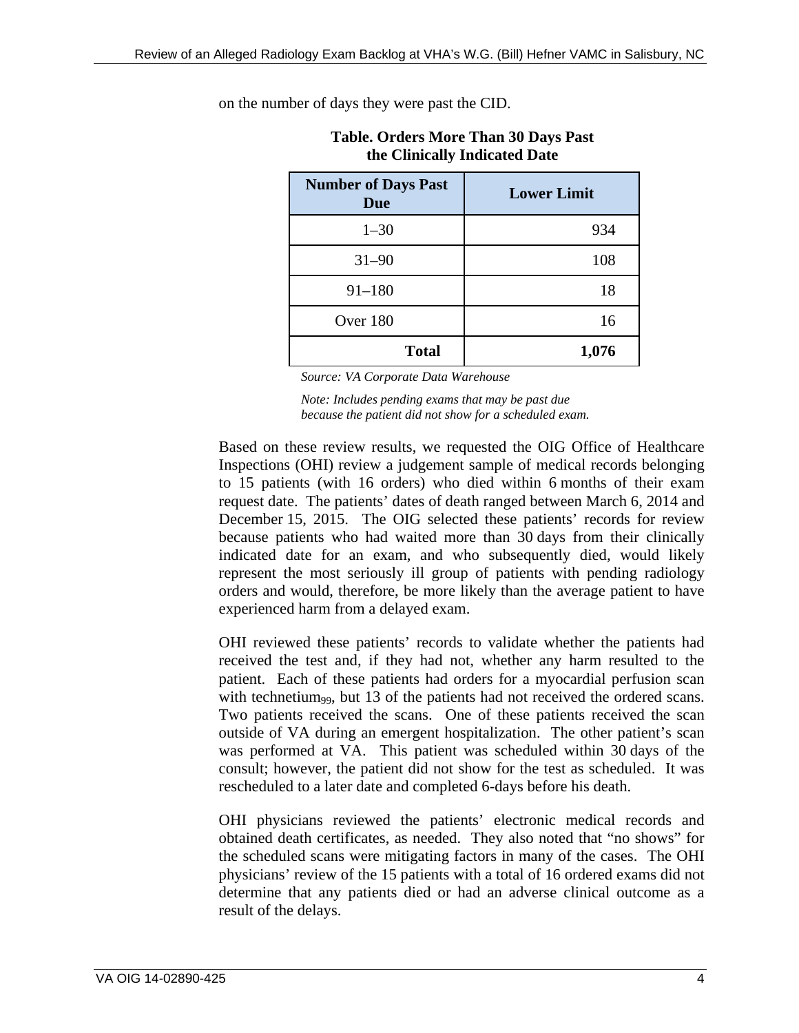on the number of days they were past the CID.

**Table. Orders More Than 30 Days Past the Clinically Indicated Date**

| Number of Days Past Due | Lower Limit |
| --- | --- |
| 1–30 | 934 |
| 31–90 | 108 |
| 91–180 | 18 |
| Over 180 | 16 |
| **Total** | **1,076** |

*Source: VA Corporate Data Warehouse*

*Note: Includes pending exams that may be past due because the patient did not show for a scheduled exam.*

Based on these review results, we requested the OIG Office of Healthcare Inspections (OHI) review a judgement sample of medical records belonging to 15 patients (with 16 orders) who died within 6 months of their exam request date. The patients' dates of death ranged between March 6, 2014 and December 15, 2015. The OIG selected these patients' records for review because patients who had waited more than 30 days from their clinically indicated date for an exam, and who subsequently died, would likely represent the most seriously ill group of patients with pending radiology orders and would, therefore, be more likely than the average patient to have experienced harm from a delayed exam.

OHI reviewed these patients' records to validate whether the patients had received the test and, if they had not, whether any harm resulted to the patient. Each of these patients had orders for a myocardial perfusion scan with $technetium_{99}$, but 13 of the patients had not received the ordered scans. Two patients received the scans. One of these patients received the scan outside of VA during an emergent hospitalization. The other patient's scan was performed at VA. This patient was scheduled within 30 days of the consult; however, the patient did not show for the test as scheduled. It was rescheduled to a later date and completed 6-days before his death.

OHI physicians reviewed the patients' electronic medical records and obtained death certificates, as needed. They also noted that "no shows" for the scheduled scans were mitigating factors in many of the cases. The OHI physicians' review of the 15 patients with a total of 16 ordered exams did not determine that any patients died or had an adverse clinical outcome as a result of the delays.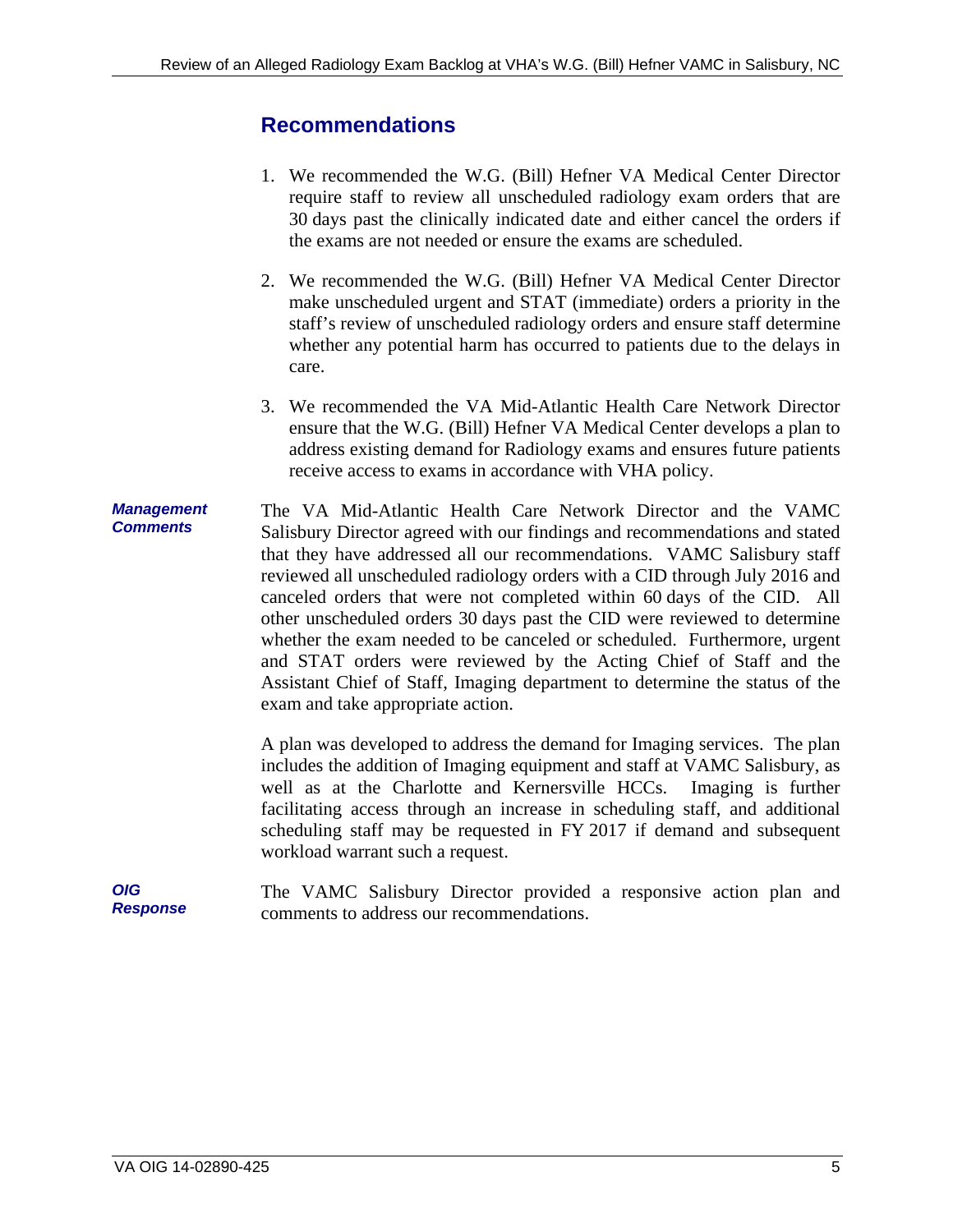## Recommendations

1. We recommended the W.G. (Bill) Hefner VA Medical Center Director require staff to review all unscheduled radiology exam orders that are 30 days past the clinically indicated date and either cancel the orders if the exams are not needed or ensure the exams are scheduled.

2. We recommended the W.G. (Bill) Hefner VA Medical Center Director make unscheduled urgent and STAT (immediate) orders a priority in the staff's review of unscheduled radiology orders and ensure staff determine whether any potential harm has occurred to patients due to the delays in care.

3. We recommended the VA Mid-Atlantic Health Care Network Director ensure that the W.G. (Bill) Hefner VA Medical Center develops a plan to address existing demand for Radiology exams and ensures future patients receive access to exams in accordance with VHA policy.

***Management Comments***

The VA Mid-Atlantic Health Care Network Director and the VAMC Salisbury Director agreed with our findings and recommendations and stated that they have addressed all our recommendations. VAMC Salisbury staff reviewed all unscheduled radiology orders with a CID through July 2016 and canceled orders that were not completed within 60 days of the CID. All other unscheduled orders 30 days past the CID were reviewed to determine whether the exam needed to be canceled or scheduled. Furthermore, urgent and STAT orders were reviewed by the Acting Chief of Staff and the Assistant Chief of Staff, Imaging department to determine the status of the exam and take appropriate action.

A plan was developed to address the demand for Imaging services. The plan includes the addition of Imaging equipment and staff at VAMC Salisbury, as well as at the Charlotte and Kernersville HCCs. Imaging is further facilitating access through an increase in scheduling staff, and additional scheduling staff may be requested in FY 2017 if demand and subsequent workload warrant such a request.

***OIG Response***

The VAMC Salisbury Director provided a responsive action plan and comments to address our recommendations.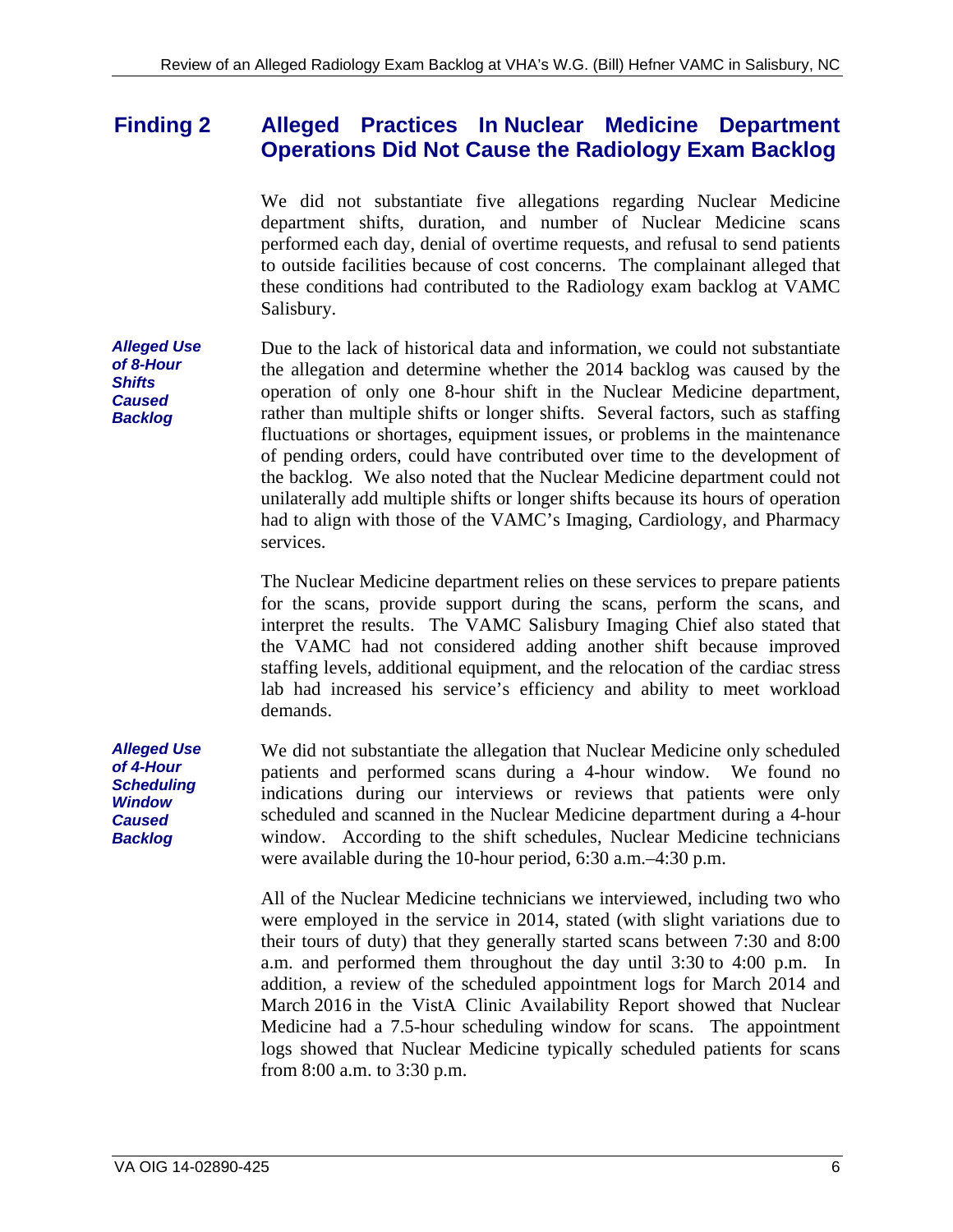## Finding 2 Alleged Practices In Nuclear Medicine Department Operations Did Not Cause the Radiology Exam Backlog

We did not substantiate five allegations regarding Nuclear Medicine department shifts, duration, and number of Nuclear Medicine scans performed each day, denial of overtime requests, and refusal to send patients to outside facilities because of cost concerns. The complainant alleged that these conditions had contributed to the Radiology exam backlog at VAMC Salisbury.

***Alleged Use of 8-Hour Shifts Caused Backlog***

Due to the lack of historical data and information, we could not substantiate the allegation and determine whether the 2014 backlog was caused by the operation of only one 8-hour shift in the Nuclear Medicine department, rather than multiple shifts or longer shifts. Several factors, such as staffing fluctuations or shortages, equipment issues, or problems in the maintenance of pending orders, could have contributed over time to the development of the backlog. We also noted that the Nuclear Medicine department could not unilaterally add multiple shifts or longer shifts because its hours of operation had to align with those of the VAMC's Imaging, Cardiology, and Pharmacy services.

The Nuclear Medicine department relies on these services to prepare patients for the scans, provide support during the scans, perform the scans, and interpret the results. The VAMC Salisbury Imaging Chief also stated that the VAMC had not considered adding another shift because improved staffing levels, additional equipment, and the relocation of the cardiac stress lab had increased his service's efficiency and ability to meet workload demands.

***Alleged Use of 4-Hour Scheduling Window Caused Backlog***

We did not substantiate the allegation that Nuclear Medicine only scheduled patients and performed scans during a 4-hour window. We found no indications during our interviews or reviews that patients were only scheduled and scanned in the Nuclear Medicine department during a 4-hour window. According to the shift schedules, Nuclear Medicine technicians were available during the 10-hour period, 6:30 a.m.–4:30 p.m.

All of the Nuclear Medicine technicians we interviewed, including two who were employed in the service in 2014, stated (with slight variations due to their tours of duty) that they generally started scans between 7:30 and 8:00 a.m. and performed them throughout the day until 3:30 to 4:00 p.m. In addition, a review of the scheduled appointment logs for March 2014 and March 2016 in the VistA Clinic Availability Report showed that Nuclear Medicine had a 7.5-hour scheduling window for scans. The appointment logs showed that Nuclear Medicine typically scheduled patients for scans from 8:00 a.m. to 3:30 p.m.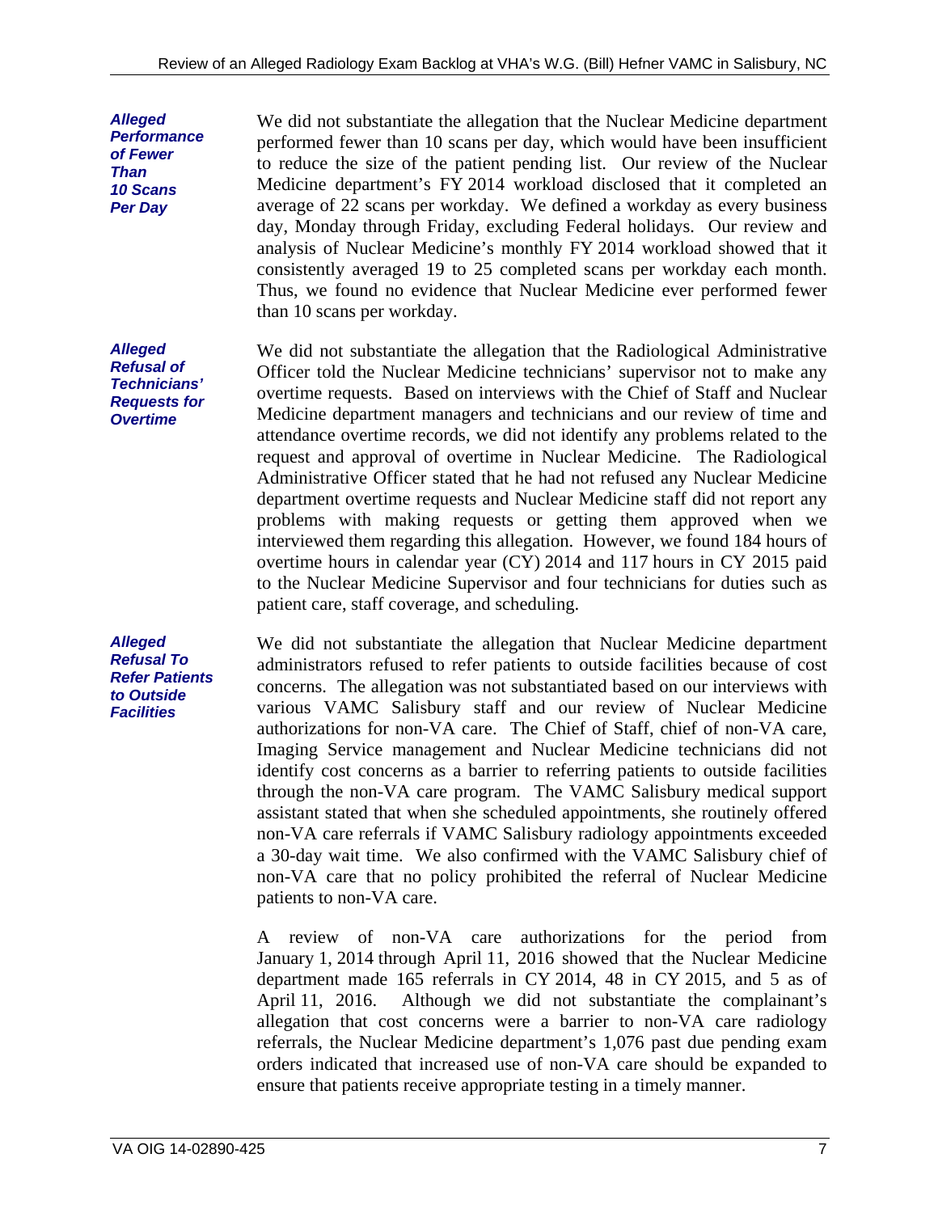***Alleged Performance of Fewer Than 10 Scans Per Day***

We did not substantiate the allegation that the Nuclear Medicine department performed fewer than 10 scans per day, which would have been insufficient to reduce the size of the patient pending list. Our review of the Nuclear Medicine department's FY 2014 workload disclosed that it completed an average of 22 scans per workday. We defined a workday as every business day, Monday through Friday, excluding Federal holidays. Our review and analysis of Nuclear Medicine's monthly FY 2014 workload showed that it consistently averaged 19 to 25 completed scans per workday each month. Thus, we found no evidence that Nuclear Medicine ever performed fewer than 10 scans per workday.

***Alleged Refusal of Technicians' Requests for Overtime***

We did not substantiate the allegation that the Radiological Administrative Officer told the Nuclear Medicine technicians' supervisor not to make any overtime requests. Based on interviews with the Chief of Staff and Nuclear Medicine department managers and technicians and our review of time and attendance overtime records, we did not identify any problems related to the request and approval of overtime in Nuclear Medicine. The Radiological Administrative Officer stated that he had not refused any Nuclear Medicine department overtime requests and Nuclear Medicine staff did not report any problems with making requests or getting them approved when we interviewed them regarding this allegation. However, we found 184 hours of overtime hours in calendar year (CY) 2014 and 117 hours in CY 2015 paid to the Nuclear Medicine Supervisor and four technicians for duties such as patient care, staff coverage, and scheduling.

***Alleged Refusal To Refer Patients to Outside Facilities***

We did not substantiate the allegation that Nuclear Medicine department administrators refused to refer patients to outside facilities because of cost concerns. The allegation was not substantiated based on our interviews with various VAMC Salisbury staff and our review of Nuclear Medicine authorizations for non-VA care. The Chief of Staff, chief of non-VA care, Imaging Service management and Nuclear Medicine technicians did not identify cost concerns as a barrier to referring patients to outside facilities through the non-VA care program. The VAMC Salisbury medical support assistant stated that when she scheduled appointments, she routinely offered non-VA care referrals if VAMC Salisbury radiology appointments exceeded a 30-day wait time. We also confirmed with the VAMC Salisbury chief of non-VA care that no policy prohibited the referral of Nuclear Medicine patients to non-VA care.

A review of non-VA care authorizations for the period from January 1, 2014 through April 11, 2016 showed that the Nuclear Medicine department made 165 referrals in CY 2014, 48 in CY 2015, and 5 as of April 11, 2016. Although we did not substantiate the complainant's allegation that cost concerns were a barrier to non-VA care radiology referrals, the Nuclear Medicine department's 1,076 past due pending exam orders indicated that increased use of non-VA care should be expanded to ensure that patients receive appropriate testing in a timely manner.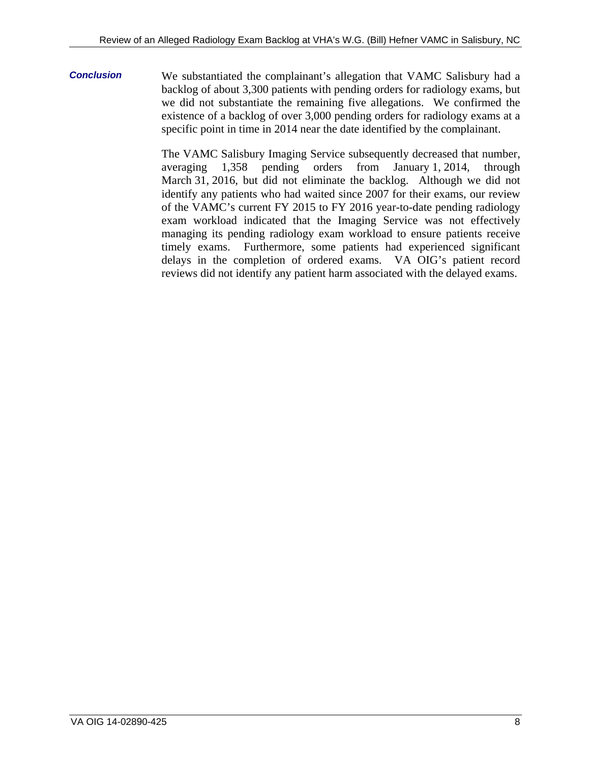***Conclusion***

We substantiated the complainant's allegation that VAMC Salisbury had a backlog of about 3,300 patients with pending orders for radiology exams, but we did not substantiate the remaining five allegations. We confirmed the existence of a backlog of over 3,000 pending orders for radiology exams at a specific point in time in 2014 near the date identified by the complainant.

The VAMC Salisbury Imaging Service subsequently decreased that number, averaging 1,358 pending orders from January 1, 2014, through March 31, 2016, but did not eliminate the backlog. Although we did not identify any patients who had waited since 2007 for their exams, our review of the VAMC's current FY 2015 to FY 2016 year-to-date pending radiology exam workload indicated that the Imaging Service was not effectively managing its pending radiology exam workload to ensure patients receive timely exams. Furthermore, some patients had experienced significant delays in the completion of ordered exams. VA OIG's patient record reviews did not identify any patient harm associated with the delayed exams.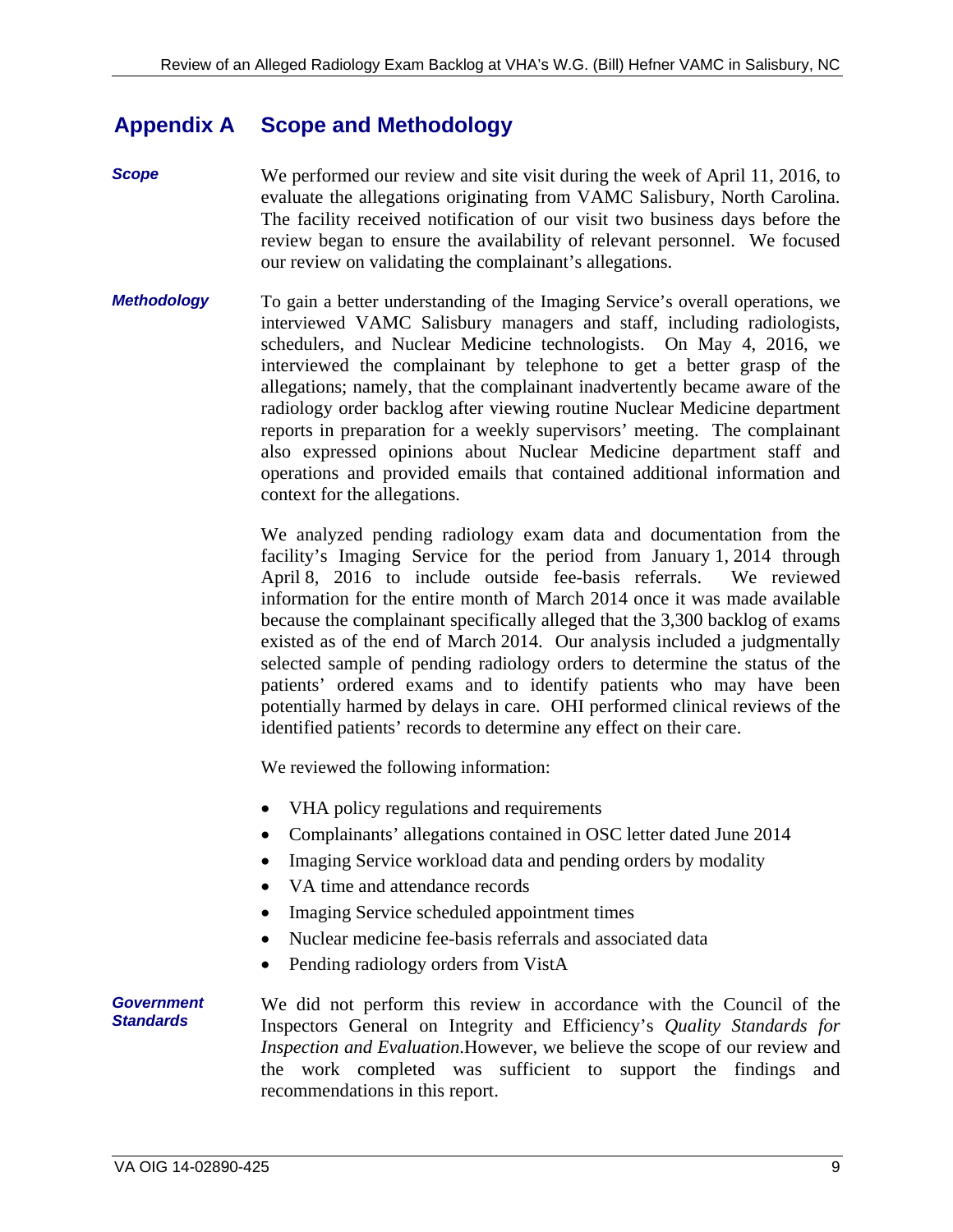# Appendix A Scope and Methodology

***Scope***

We performed our review and site visit during the week of April 11, 2016, to evaluate the allegations originating from VAMC Salisbury, North Carolina. The facility received notification of our visit two business days before the review began to ensure the availability of relevant personnel. We focused our review on validating the complainant's allegations.

***Methodology***

To gain a better understanding of the Imaging Service's overall operations, we interviewed VAMC Salisbury managers and staff, including radiologists, schedulers, and Nuclear Medicine technologists. On May 4, 2016, we interviewed the complainant by telephone to get a better grasp of the allegations; namely, that the complainant inadvertently became aware of the radiology order backlog after viewing routine Nuclear Medicine department reports in preparation for a weekly supervisors' meeting. The complainant also expressed opinions about Nuclear Medicine department staff and operations and provided emails that contained additional information and context for the allegations.

We analyzed pending radiology exam data and documentation from the facility's Imaging Service for the period from January 1, 2014 through April 8, 2016 to include outside fee-basis referrals. We reviewed information for the entire month of March 2014 once it was made available because the complainant specifically alleged that the 3,300 backlog of exams existed as of the end of March 2014. Our analysis included a judgmentally selected sample of pending radiology orders to determine the status of the patients' ordered exams and to identify patients who may have been potentially harmed by delays in care. OHI performed clinical reviews of the identified patients' records to determine any effect on their care.

We reviewed the following information:

- VHA policy regulations and requirements
- Complainants' allegations contained in OSC letter dated June 2014
- Imaging Service workload data and pending orders by modality
- VA time and attendance records
- Imaging Service scheduled appointment times
- Nuclear medicine fee-basis referrals and associated data
- Pending radiology orders from VistA

***Government Standards***

We did not perform this review in accordance with the Council of the Inspectors General on Integrity and Efficiency's *Quality Standards for Inspection and Evaluation*.However, we believe the scope of our review and the work completed was sufficient to support the findings and recommendations in this report.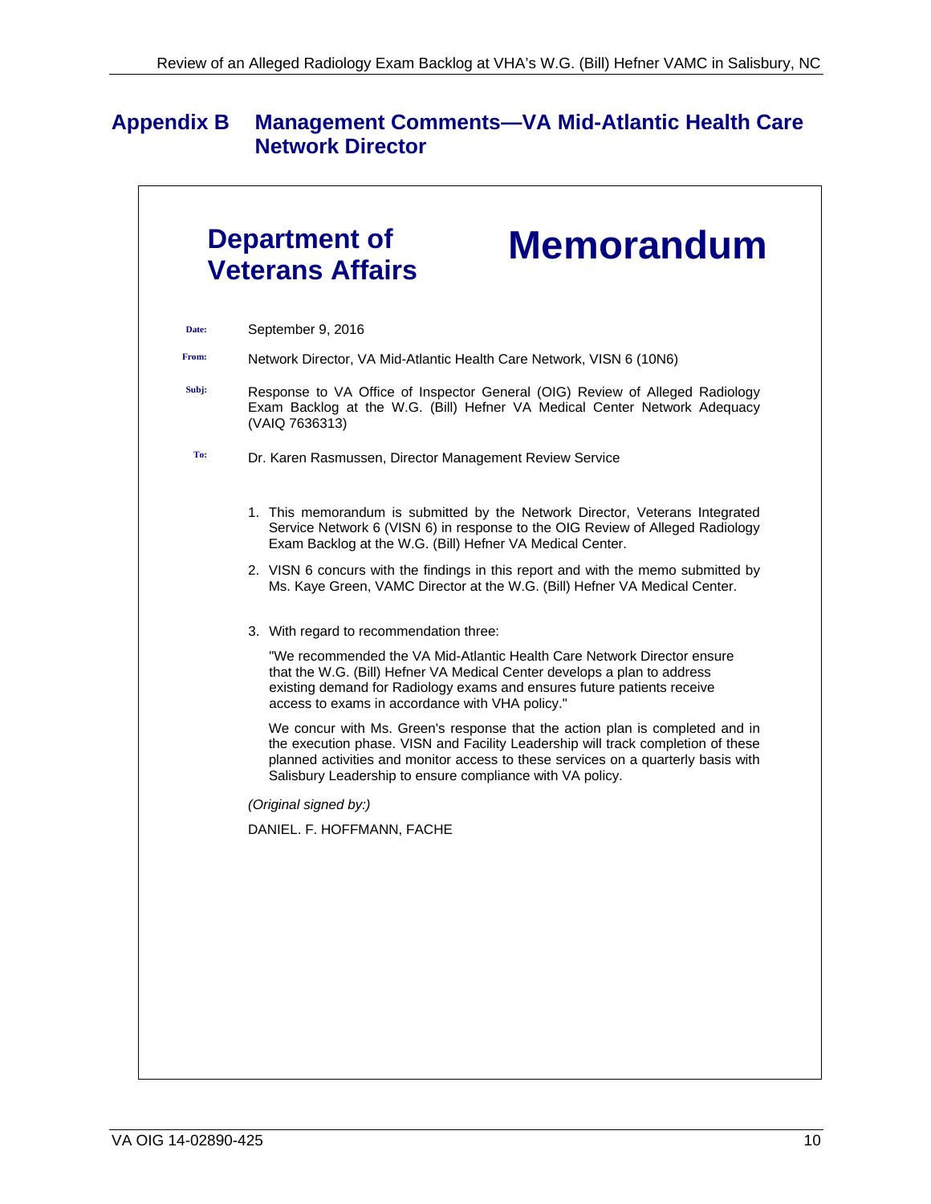## Appendix B Management Comments—VA Mid-Atlantic Health Care Network Director

**Department of Veterans Affairs** **Memorandum**

**Date:** September 9, 2016

**From:** Network Director, VA Mid-Atlantic Health Care Network, VISN 6 (10N6)

**Subj:** Response to VA Office of Inspector General (OIG) Review of Alleged Radiology Exam Backlog at the W.G. (Bill) Hefner VA Medical Center Network Adequacy (VAIQ 7636313)

**To:** Dr. Karen Rasmussen, Director Management Review Service

1. This memorandum is submitted by the Network Director, Veterans Integrated Service Network 6 (VISN 6) in response to the OIG Review of Alleged Radiology Exam Backlog at the W.G. (Bill) Hefner VA Medical Center.
2. VISN 6 concurs with the findings in this report and with the memo submitted by Ms. Kaye Green, VAMC Director at the W.G. (Bill) Hefner VA Medical Center.
3. With regard to recommendation three:

   "We recommended the VA Mid-Atlantic Health Care Network Director ensure that the W.G. (Bill) Hefner VA Medical Center develops a plan to address existing demand for Radiology exams and ensures future patients receive access to exams in accordance with VHA policy."

   We concur with Ms. Green's response that the action plan is completed and in the execution phase. VISN and Facility Leadership will track completion of these planned activities and monitor access to these services on a quarterly basis with Salisbury Leadership to ensure compliance with VA policy.

*(Original signed by:)*

DANIEL. F. HOFFMANN, FACHE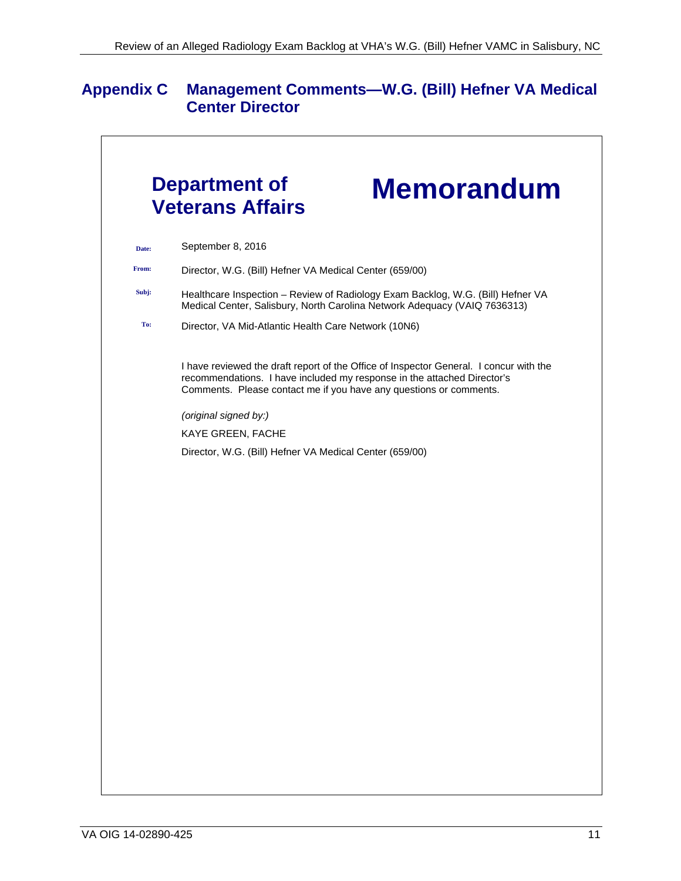## Appendix C Management Comments—W.G. (Bill) Hefner VA Medical Center Director

**Department of Veterans Affairs** **Memorandum**

**Date:** September 8, 2016

**From:** Director, W.G. (Bill) Hefner VA Medical Center (659/00)

**Subj:** Healthcare Inspection – Review of Radiology Exam Backlog, W.G. (Bill) Hefner VA Medical Center, Salisbury, North Carolina Network Adequacy (VAIQ 7636313)

**To:** Director, VA Mid-Atlantic Health Care Network (10N6)

I have reviewed the draft report of the Office of Inspector General. I concur with the recommendations. I have included my response in the attached Director's Comments. Please contact me if you have any questions or comments.

*(original signed by:)*

KAYE GREEN, FACHE

Director, W.G. (Bill) Hefner VA Medical Center (659/00)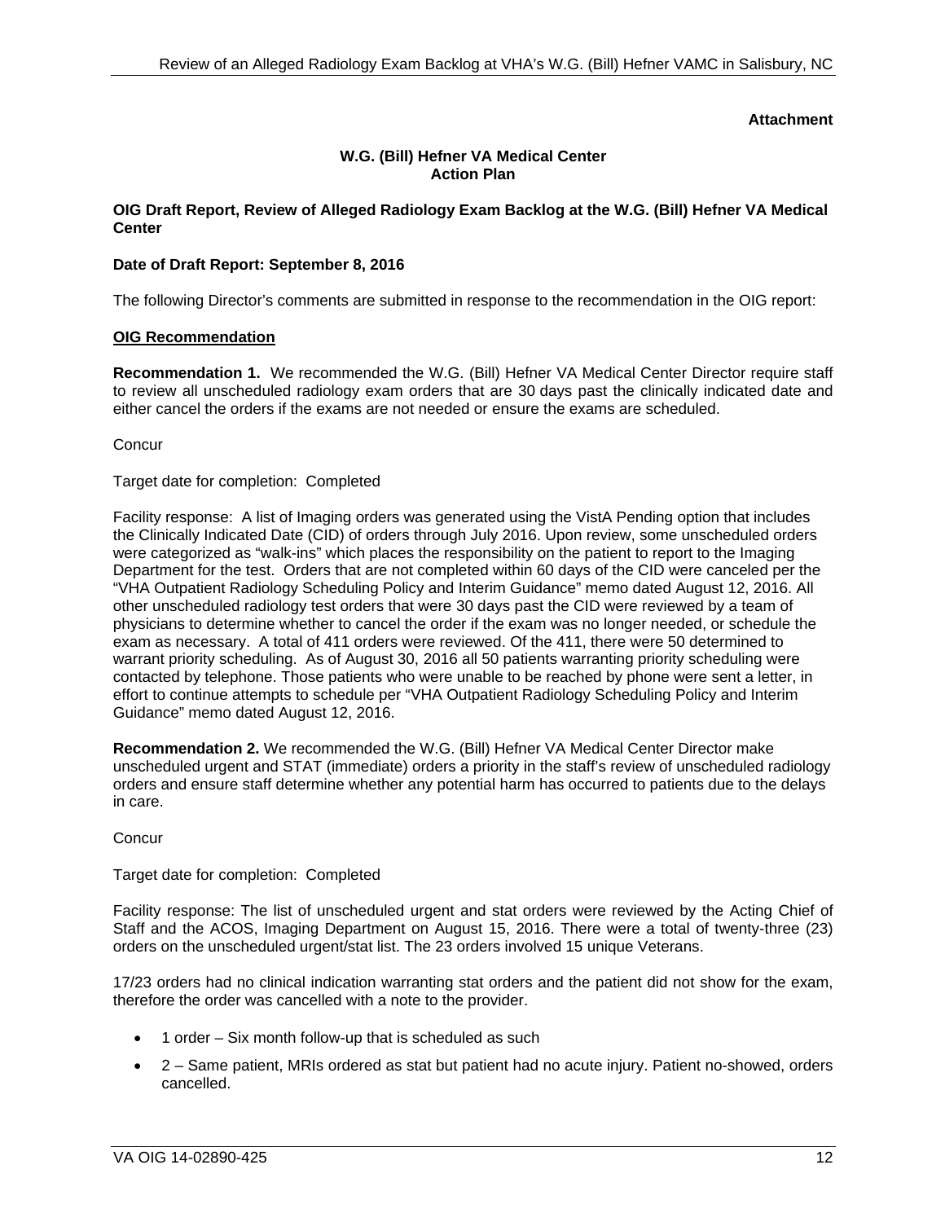**Attachment**

**W.G. (Bill) Hefner VA Medical Center Action Plan**

**OIG Draft Report, Review of Alleged Radiology Exam Backlog at the W.G. (Bill) Hefner VA Medical Center**

**Date of Draft Report: September 8, 2016**

The following Director's comments are submitted in response to the recommendation in the OIG report:

**OIG Recommendation**

**Recommendation 1.** We recommended the W.G. (Bill) Hefner VA Medical Center Director require staff to review all unscheduled radiology exam orders that are 30 days past the clinically indicated date and either cancel the orders if the exams are not needed or ensure the exams are scheduled.

Concur

Target date for completion: Completed

Facility response: A list of Imaging orders was generated using the VistA Pending option that includes the Clinically Indicated Date (CID) of orders through July 2016. Upon review, some unscheduled orders were categorized as "walk-ins" which places the responsibility on the patient to report to the Imaging Department for the test. Orders that are not completed within 60 days of the CID were canceled per the "VHA Outpatient Radiology Scheduling Policy and Interim Guidance" memo dated August 12, 2016. All other unscheduled radiology test orders that were 30 days past the CID were reviewed by a team of physicians to determine whether to cancel the order if the exam was no longer needed, or schedule the exam as necessary. A total of 411 orders were reviewed. Of the 411, there were 50 determined to warrant priority scheduling. As of August 30, 2016 all 50 patients warranting priority scheduling were contacted by telephone. Those patients who were unable to be reached by phone were sent a letter, in effort to continue attempts to schedule per "VHA Outpatient Radiology Scheduling Policy and Interim Guidance" memo dated August 12, 2016.

**Recommendation 2.** We recommended the W.G. (Bill) Hefner VA Medical Center Director make unscheduled urgent and STAT (immediate) orders a priority in the staff's review of unscheduled radiology orders and ensure staff determine whether any potential harm has occurred to patients due to the delays in care.

Concur

Target date for completion: Completed

Facility response: The list of unscheduled urgent and stat orders were reviewed by the Acting Chief of Staff and the ACOS, Imaging Department on August 15, 2016. There were a total of twenty-three (23) orders on the unscheduled urgent/stat list. The 23 orders involved 15 unique Veterans.

17/23 orders had no clinical indication warranting stat orders and the patient did not show for the exam, therefore the order was cancelled with a note to the provider.

- 1 order – Six month follow-up that is scheduled as such
- 2 – Same patient, MRIs ordered as stat but patient had no acute injury. Patient no-showed, orders cancelled.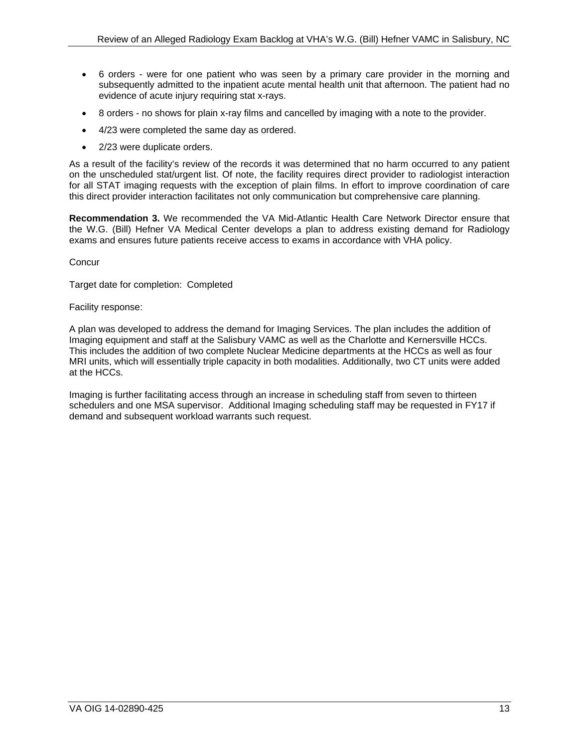- 6 orders - were for one patient who was seen by a primary care provider in the morning and subsequently admitted to the inpatient acute mental health unit that afternoon. The patient had no evidence of acute injury requiring stat x-rays.
- 8 orders - no shows for plain x-ray films and cancelled by imaging with a note to the provider.
- 4/23 were completed the same day as ordered.
- 2/23 were duplicate orders.

As a result of the facility's review of the records it was determined that no harm occurred to any patient on the unscheduled stat/urgent list. Of note, the facility requires direct provider to radiologist interaction for all STAT imaging requests with the exception of plain films. In effort to improve coordination of care this direct provider interaction facilitates not only communication but comprehensive care planning.

**Recommendation 3.** We recommended the VA Mid-Atlantic Health Care Network Director ensure that the W.G. (Bill) Hefner VA Medical Center develops a plan to address existing demand for Radiology exams and ensures future patients receive access to exams in accordance with VHA policy.

Concur

Target date for completion: Completed

Facility response:

A plan was developed to address the demand for Imaging Services. The plan includes the addition of Imaging equipment and staff at the Salisbury VAMC as well as the Charlotte and Kernersville HCCs. This includes the addition of two complete Nuclear Medicine departments at the HCCs as well as four MRI units, which will essentially triple capacity in both modalities. Additionally, two CT units were added at the HCCs.

Imaging is further facilitating access through an increase in scheduling staff from seven to thirteen schedulers and one MSA supervisor. Additional Imaging scheduling staff may be requested in FY17 if demand and subsequent workload warrants such request.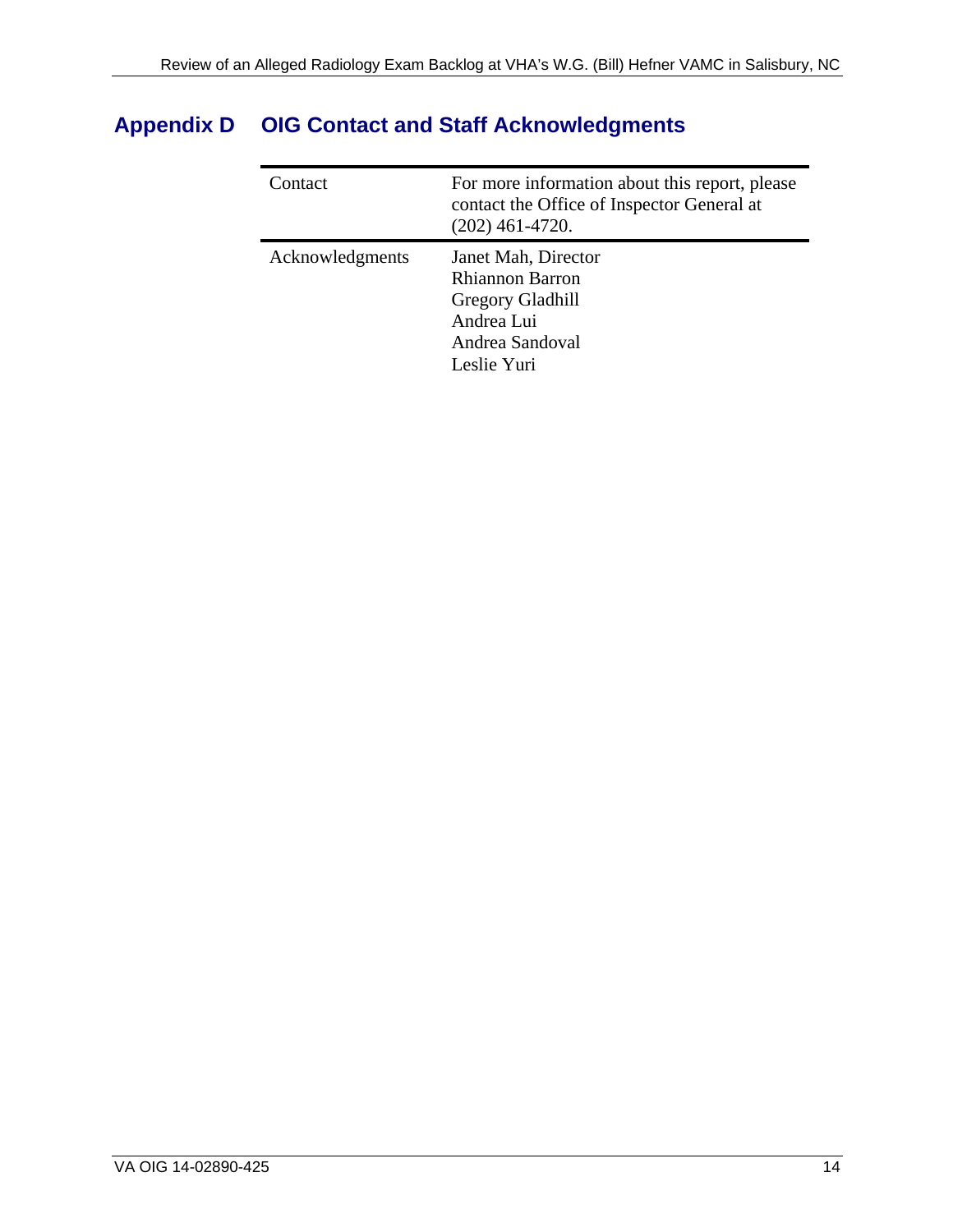## Appendix D OIG Contact and Staff Acknowledgments

| Contact | For more information about this report, please contact the Office of Inspector General at (202) 461-4720. |
|---|---|
| Acknowledgments | Janet Mah, Director<br>Rhiannon Barron<br>Gregory Gladhill<br>Andrea Lui<br>Andrea Sandoval<br>Leslie Yuri |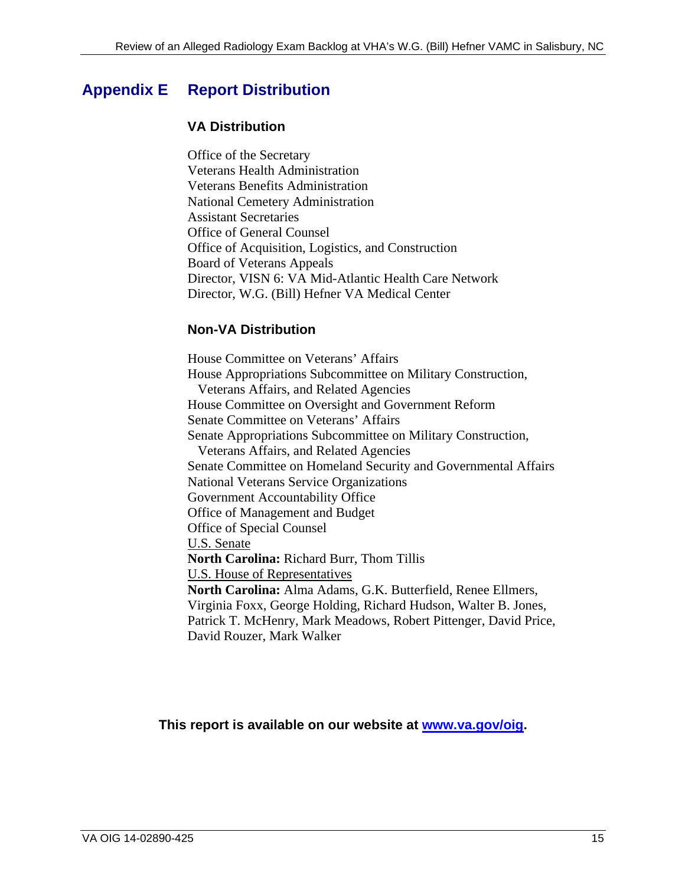## Appendix E Report Distribution

### VA Distribution

Office of the Secretary
Veterans Health Administration
Veterans Benefits Administration
National Cemetery Administration
Assistant Secretaries
Office of General Counsel
Office of Acquisition, Logistics, and Construction
Board of Veterans Appeals
Director, VISN 6: VA Mid-Atlantic Health Care Network
Director, W.G. (Bill) Hefner VA Medical Center

### Non-VA Distribution

House Committee on Veterans' Affairs
House Appropriations Subcommittee on Military Construction, Veterans Affairs, and Related Agencies
House Committee on Oversight and Government Reform
Senate Committee on Veterans' Affairs
Senate Appropriations Subcommittee on Military Construction, Veterans Affairs, and Related Agencies
Senate Committee on Homeland Security and Governmental Affairs
National Veterans Service Organizations
Government Accountability Office
Office of Management and Budget
Office of Special Counsel
U.S. Senate
**North Carolina:** Richard Burr, Thom Tillis
U.S. House of Representatives
**North Carolina:** Alma Adams, G.K. Butterfield, Renee Ellmers, Virginia Foxx, George Holding, Richard Hudson, Walter B. Jones, Patrick T. McHenry, Mark Meadows, Robert Pittenger, David Price, David Rouzer, Mark Walker

**This report is available on our website at www.va.gov/oig.**